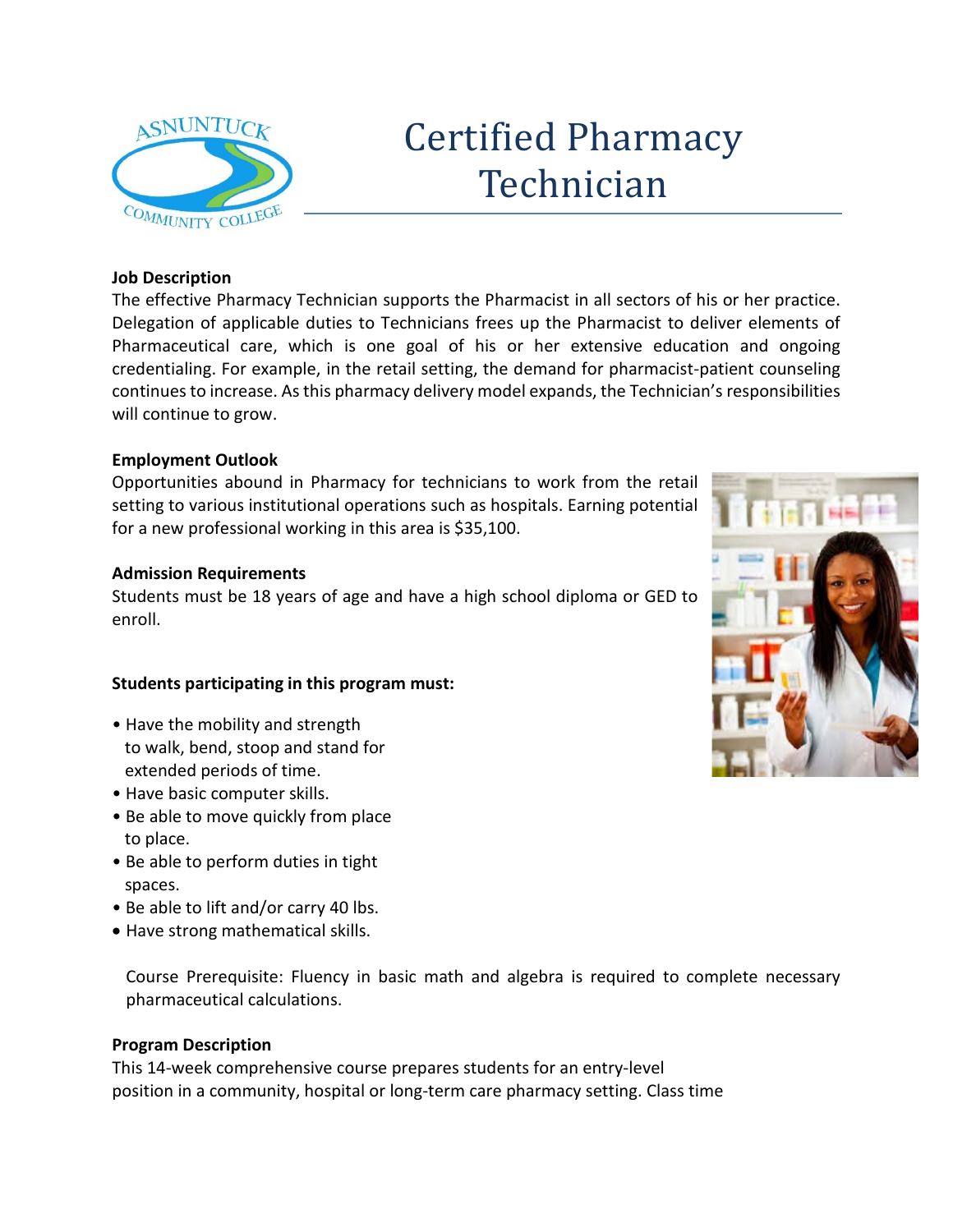# Certified Pharmacy Technician

**Job Description**

The effective Pharmacy Technician supports the Pharmacist in all sectors of his or her practice. Delegation of applicable duties to Technicians frees up the Pharmacist to deliver elements of Pharmaceutical care, which is one goal of his or her extensive education and ongoing credentialing. For example, in the retail setting, the demand for pharmacist-patient counseling continues to increase. As this pharmacy delivery model expands, the Technician's responsibilities will continue to grow.

**Employment Outlook**

Opportunities abound in Pharmacy for technicians to work from the retail setting to various institutional operations such as hospitals. Earning potential for a new professional working in this area is $35,100.

**Admission Requirements**

Students must be 18 years of age and have a high school diploma or GED to enroll.

**Students participating in this program must:**

- Have the mobility and strength to walk, bend, stoop and stand for extended periods of time.
- Have basic computer skills.
- Be able to move quickly from place to place.
- Be able to perform duties in tight spaces.
- Be able to lift and/or carry 40 lbs.
- Have strong mathematical skills.

Course Prerequisite: Fluency in basic math and algebra is required to complete necessary pharmaceutical calculations.

**Program Description**

This 14-week comprehensive course prepares students for an entry-level position in a community, hospital or long-term care pharmacy setting. Class time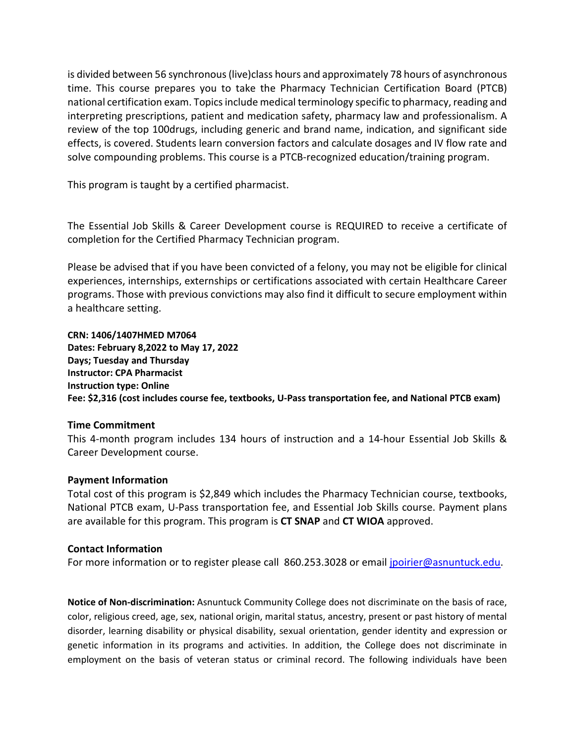is divided between 56 synchronous (live)class hours and approximately 78 hours of asynchronous time. This course prepares you to take the Pharmacy Technician Certification Board (PTCB) national certification exam. Topics include medical terminology specific to pharmacy, reading and interpreting prescriptions, patient and medication safety, pharmacy law and professionalism. A review of the top 100drugs, including generic and brand name, indication, and significant side effects, is covered. Students learn conversion factors and calculate dosages and IV flow rate and solve compounding problems. This course is a PTCB-recognized education/training program.

This program is taught by a certified pharmacist.

The Essential Job Skills & Career Development course is REQUIRED to receive a certificate of completion for the Certified Pharmacy Technician program.

Please be advised that if you have been convicted of a felony, you may not be eligible for clinical experiences, internships, externships or certifications associated with certain Healthcare Career programs. Those with previous convictions may also find it difficult to secure employment within a healthcare setting.

**CRN: 1406/1407HMED M7064**
**Dates: February 8,2022 to May 17, 2022**
**Days; Tuesday and Thursday**
**Instructor: CPA Pharmacist**
**Instruction type: Online**
**Fee: $2,316 (cost includes course fee, textbooks, U-Pass transportation fee, and National PTCB exam)**

### Time Commitment

This 4-month program includes 134 hours of instruction and a 14-hour Essential Job Skills & Career Development course.

### Payment Information

Total cost of this program is $2,849 which includes the Pharmacy Technician course, textbooks, National PTCB exam, U-Pass transportation fee, and Essential Job Skills course. Payment plans are available for this program. This program is **CT SNAP** and **CT WIOA** approved.

### Contact Information

For more information or to register please call 860.253.3028 or email jpoirier@asnuntuck.edu.

**Notice of Non-discrimination:** Asnuntuck Community College does not discriminate on the basis of race, color, religious creed, age, sex, national origin, marital status, ancestry, present or past history of mental disorder, learning disability or physical disability, sexual orientation, gender identity and expression or genetic information in its programs and activities. In addition, the College does not discriminate in employment on the basis of veteran status or criminal record. The following individuals have been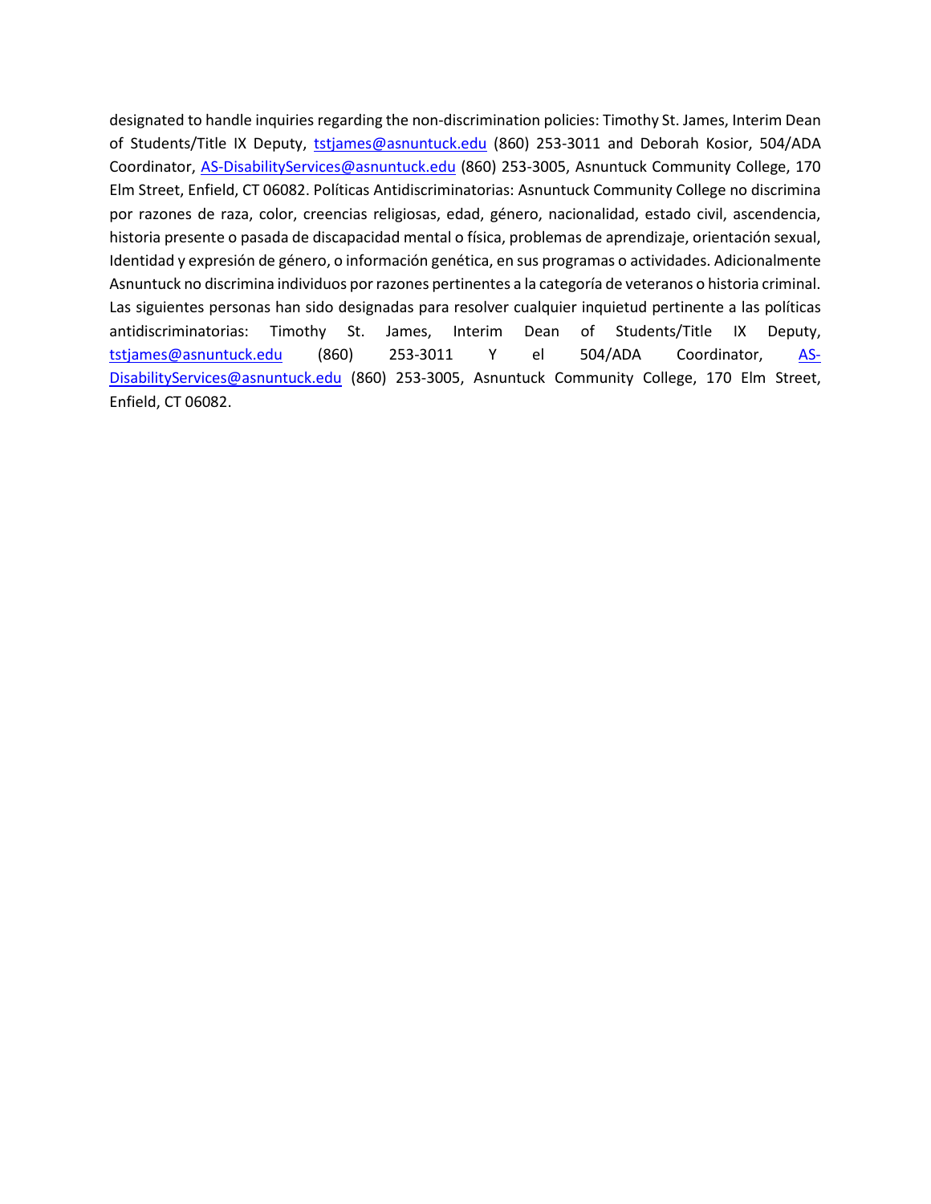designated to handle inquiries regarding the non-discrimination policies: Timothy St. James, Interim Dean of Students/Title IX Deputy, tstjames@asnuntuck.edu (860) 253-3011 and Deborah Kosior, 504/ADA Coordinator, AS-DisabilityServices@asnuntuck.edu (860) 253-3005, Asnuntuck Community College, 170 Elm Street, Enfield, CT 06082. Políticas Antidiscriminatorias: Asnuntuck Community College no discrimina por razones de raza, color, creencias religiosas, edad, género, nacionalidad, estado civil, ascendencia, historia presente o pasada de discapacidad mental o física, problemas de aprendizaje, orientación sexual, Identidad y expresión de género, o información genética, en sus programas o actividades. Adicionalmente Asnuntuck no discrimina individuos por razones pertinentes a la categoría de veteranos o historia criminal. Las siguientes personas han sido designadas para resolver cualquier inquietud pertinente a las políticas antidiscriminatorias: Timothy St. James, Interim Dean of Students/Title IX Deputy, tstjames@asnuntuck.edu (860) 253-3011 Y el 504/ADA Coordinator, AS-DisabilityServices@asnuntuck.edu (860) 253-3005, Asnuntuck Community College, 170 Elm Street, Enfield, CT 06082.